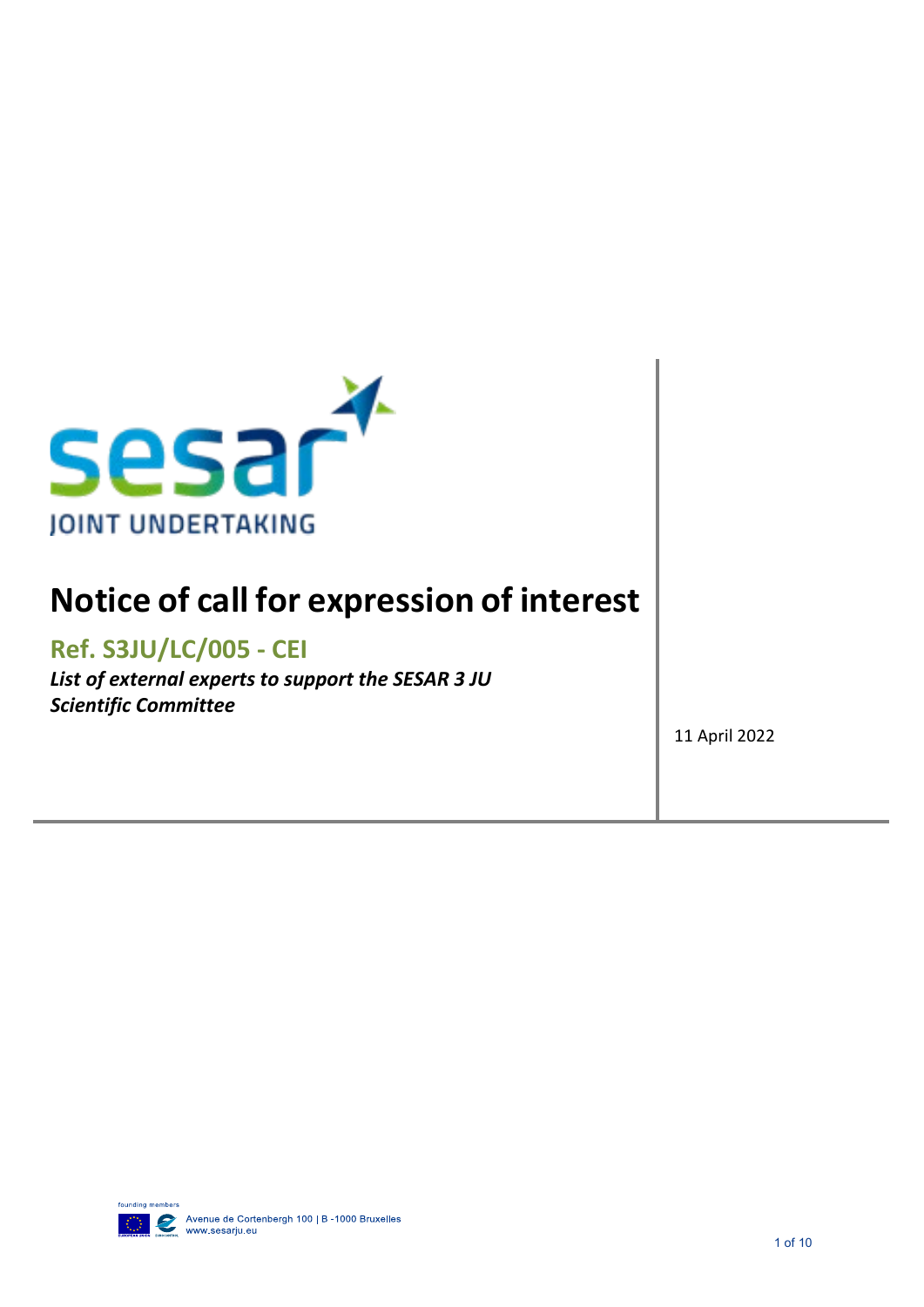sesar JOINT UNDERTAKING

# Notice of call for expression of interest

## Ref. S3JU/LC/005 - CEI

***List of external experts to support the SESAR 3 JU Scientific Committee***

11 April 2022

founding members

Avenue de Cortenbergh 100 | B -1000 Bruxelles
www.sesarju.eu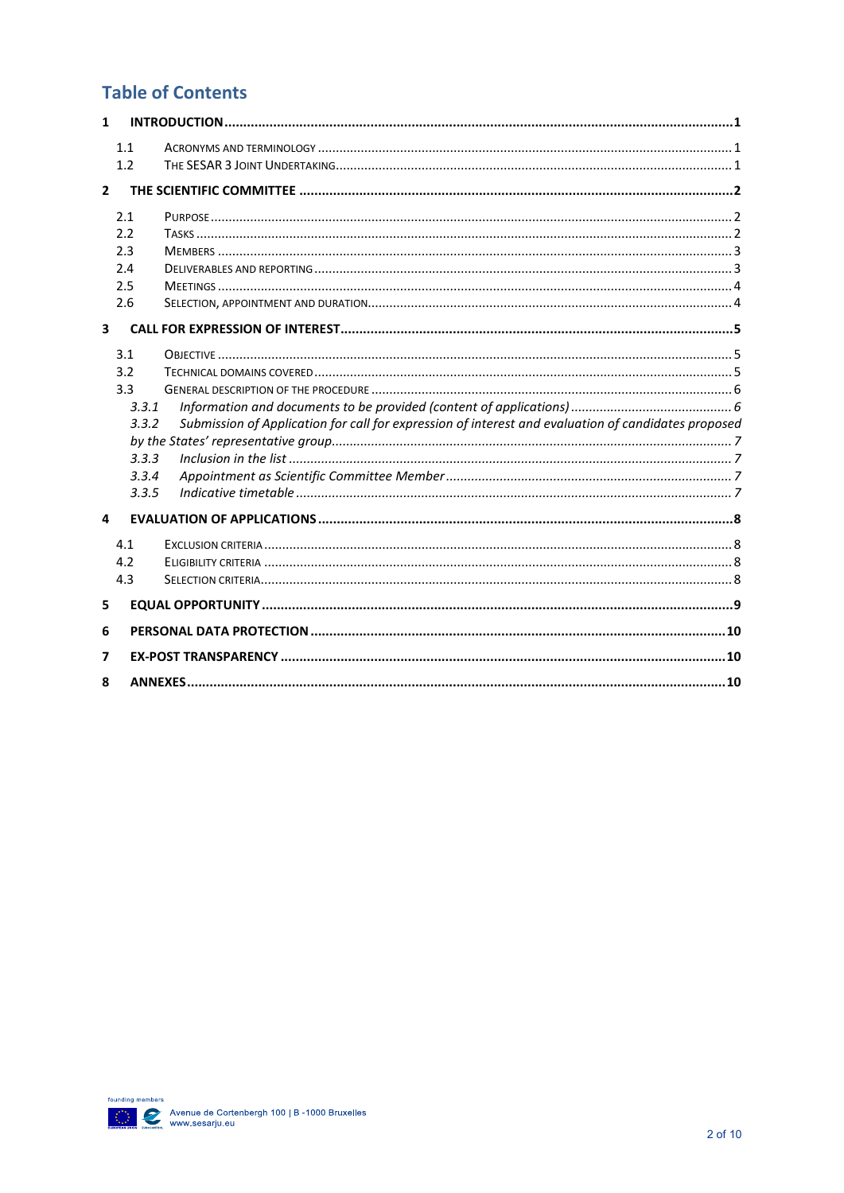# Table of Contents

**1 INTRODUCTION ..... 1**

- 1.1 ACRONYMS AND TERMINOLOGY ..... 1
- 1.2 THE SESAR 3 JOINT UNDERTAKING ..... 1

**2 THE SCIENTIFIC COMMITTEE ..... 2**

- 2.1 PURPOSE ..... 2
- 2.2 TASKS ..... 2
- 2.3 MEMBERS ..... 3
- 2.4 DELIVERABLES AND REPORTING ..... 3
- 2.5 MEETINGS ..... 4
- 2.6 SELECTION, APPOINTMENT AND DURATION ..... 4

**3 CALL FOR EXPRESSION OF INTEREST ..... 5**

- 3.1 OBJECTIVE ..... 5
- 3.2 TECHNICAL DOMAINS COVERED ..... 5
- 3.3 GENERAL DESCRIPTION OF THE PROCEDURE ..... 6
  - *3.3.1 Information and documents to be provided (content of applications) ..... 6*
  - *3.3.2 Submission of Application for call for expression of interest and evaluation of candidates proposed by the States' representative group ..... 7*
  - *3.3.3 Inclusion in the list ..... 7*
  - *3.3.4 Appointment as Scientific Committee Member ..... 7*
  - *3.3.5 Indicative timetable ..... 7*

**4 EVALUATION OF APPLICATIONS ..... 8**

- 4.1 EXCLUSION CRITERIA ..... 8
- 4.2 ELIGIBILITY CRITERIA ..... 8
- 4.3 SELECTION CRITERIA ..... 8

**5 EQUAL OPPORTUNITY ..... 9**

**6 PERSONAL DATA PROTECTION ..... 10**

**7 EX-POST TRANSPARENCY ..... 10**

**8 ANNEXES ..... 10**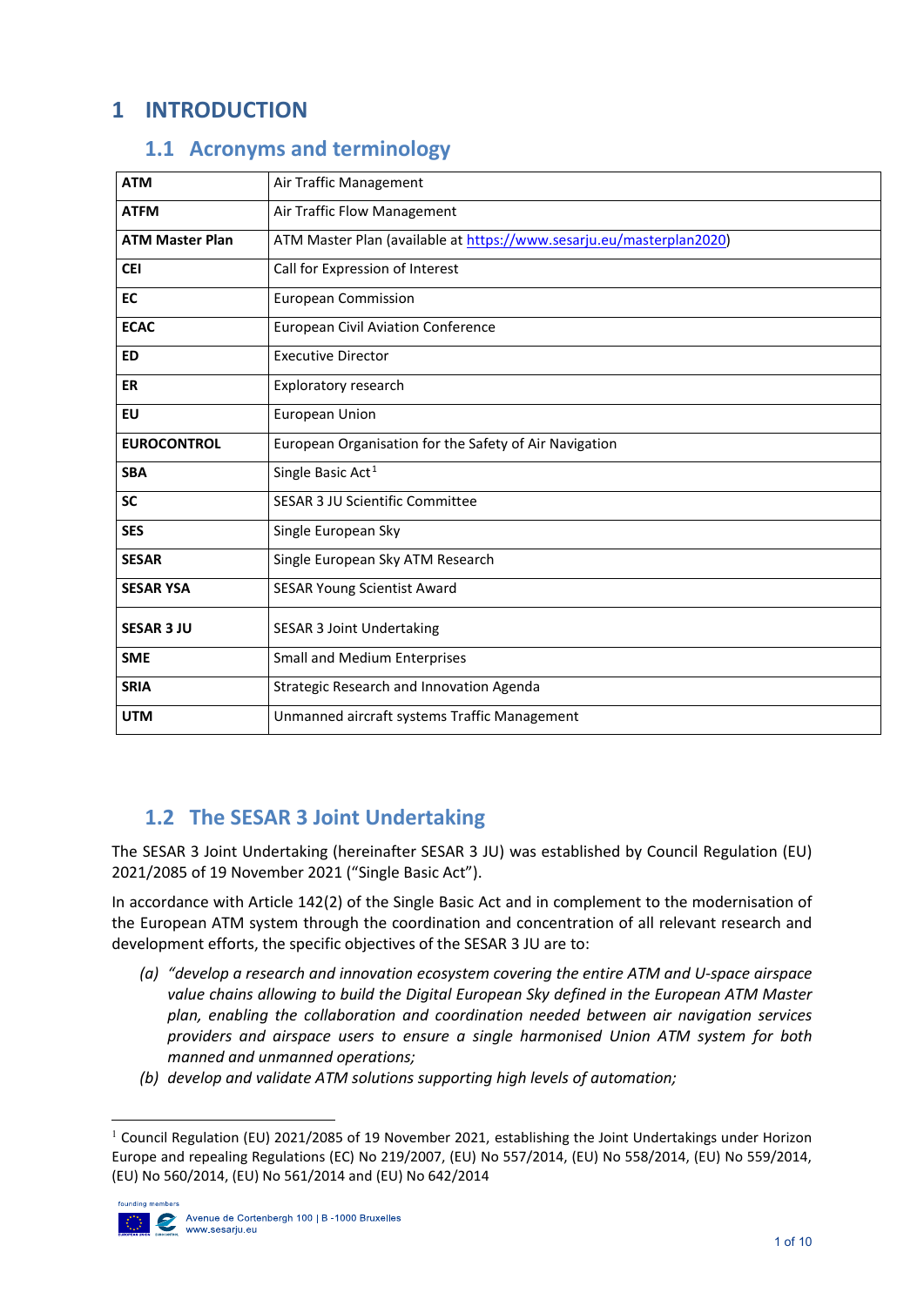# 1 INTRODUCTION

## 1.1 Acronyms and terminology

| | |
|---|---|
| **ATM** | Air Traffic Management |
| **ATFM** | Air Traffic Flow Management |
| **ATM Master Plan** | ATM Master Plan (available at https://www.sesarju.eu/masterplan2020) |
| **CEI** | Call for Expression of Interest |
| **EC** | European Commission |
| **ECAC** | European Civil Aviation Conference |
| **ED** | Executive Director |
| **ER** | Exploratory research |
| **EU** | European Union |
| **EUROCONTROL** | European Organisation for the Safety of Air Navigation |
| **SBA** | Single Basic Act[1] |
| **SC** | SESAR 3 JU Scientific Committee |
| **SES** | Single European Sky |
| **SESAR** | Single European Sky ATM Research |
| **SESAR YSA** | SESAR Young Scientist Award |
| **SESAR 3 JU** | SESAR 3 Joint Undertaking |
| **SME** | Small and Medium Enterprises |
| **SRIA** | Strategic Research and Innovation Agenda |
| **UTM** | Unmanned aircraft systems Traffic Management |

## 1.2 The SESAR 3 Joint Undertaking

The SESAR 3 Joint Undertaking (hereinafter SESAR 3 JU) was established by Council Regulation (EU) 2021/2085 of 19 November 2021 ("Single Basic Act").

In accordance with Article 142(2) of the Single Basic Act and in complement to the modernisation of the European ATM system through the coordination and concentration of all relevant research and development efforts, the specific objectives of the SESAR 3 JU are to:

*(a) "develop a research and innovation ecosystem covering the entire ATM and U-space airspace value chains allowing to build the Digital European Sky defined in the European ATM Master plan, enabling the collaboration and coordination needed between air navigation services providers and airspace users to ensure a single harmonised Union ATM system for both manned and unmanned operations;*

*(b) develop and validate ATM solutions supporting high levels of automation;*

[1] Council Regulation (EU) 2021/2085 of 19 November 2021, establishing the Joint Undertakings under Horizon Europe and repealing Regulations (EC) No 219/2007, (EU) No 557/2014, (EU) No 558/2014, (EU) No 559/2014, (EU) No 560/2014, (EU) No 561/2014 and (EU) No 642/2014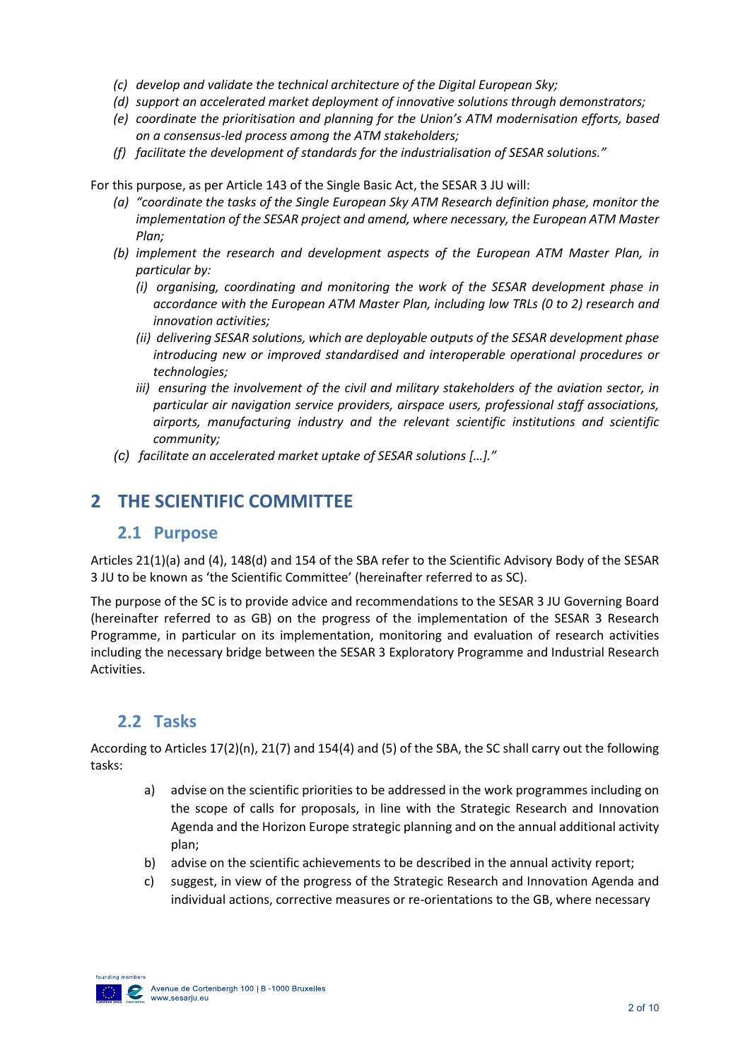- *(c) develop and validate the technical architecture of the Digital European Sky;*
- *(d) support an accelerated market deployment of innovative solutions through demonstrators;*
- *(e) coordinate the prioritisation and planning for the Union's ATM modernisation efforts, based on a consensus-led process among the ATM stakeholders;*
- *(f) facilitate the development of standards for the industrialisation of SESAR solutions."*

For this purpose, as per Article 143 of the Single Basic Act, the SESAR 3 JU will:

- *(a) "coordinate the tasks of the Single European Sky ATM Research definition phase, monitor the implementation of the SESAR project and amend, where necessary, the European ATM Master Plan;*
- *(b) implement the research and development aspects of the European ATM Master Plan, in particular by:*
  - *(i) organising, coordinating and monitoring the work of the SESAR development phase in accordance with the European ATM Master Plan, including low TRLs (0 to 2) research and innovation activities;*
  - *(ii) delivering SESAR solutions, which are deployable outputs of the SESAR development phase introducing new or improved standardised and interoperable operational procedures or technologies;*
  - *iii) ensuring the involvement of the civil and military stakeholders of the aviation sector, in particular air navigation service providers, airspace users, professional staff associations, airports, manufacturing industry and the relevant scientific institutions and scientific community;*
- *(c) facilitate an accelerated market uptake of SESAR solutions […]."*

# 2 THE SCIENTIFIC COMMITTEE

## 2.1 Purpose

Articles 21(1)(a) and (4), 148(d) and 154 of the SBA refer to the Scientific Advisory Body of the SESAR 3 JU to be known as 'the Scientific Committee' (hereinafter referred to as SC).

The purpose of the SC is to provide advice and recommendations to the SESAR 3 JU Governing Board (hereinafter referred to as GB) on the progress of the implementation of the SESAR 3 Research Programme, in particular on its implementation, monitoring and evaluation of research activities including the necessary bridge between the SESAR 3 Exploratory Programme and Industrial Research Activities.

## 2.2 Tasks

According to Articles 17(2)(n), 21(7) and 154(4) and (5) of the SBA, the SC shall carry out the following tasks:

a) advise on the scientific priorities to be addressed in the work programmes including on the scope of calls for proposals, in line with the Strategic Research and Innovation Agenda and the Horizon Europe strategic planning and on the annual additional activity plan;

b) advise on the scientific achievements to be described in the annual activity report;

c) suggest, in view of the progress of the Strategic Research and Innovation Agenda and individual actions, corrective measures or re-orientations to the GB, where necessary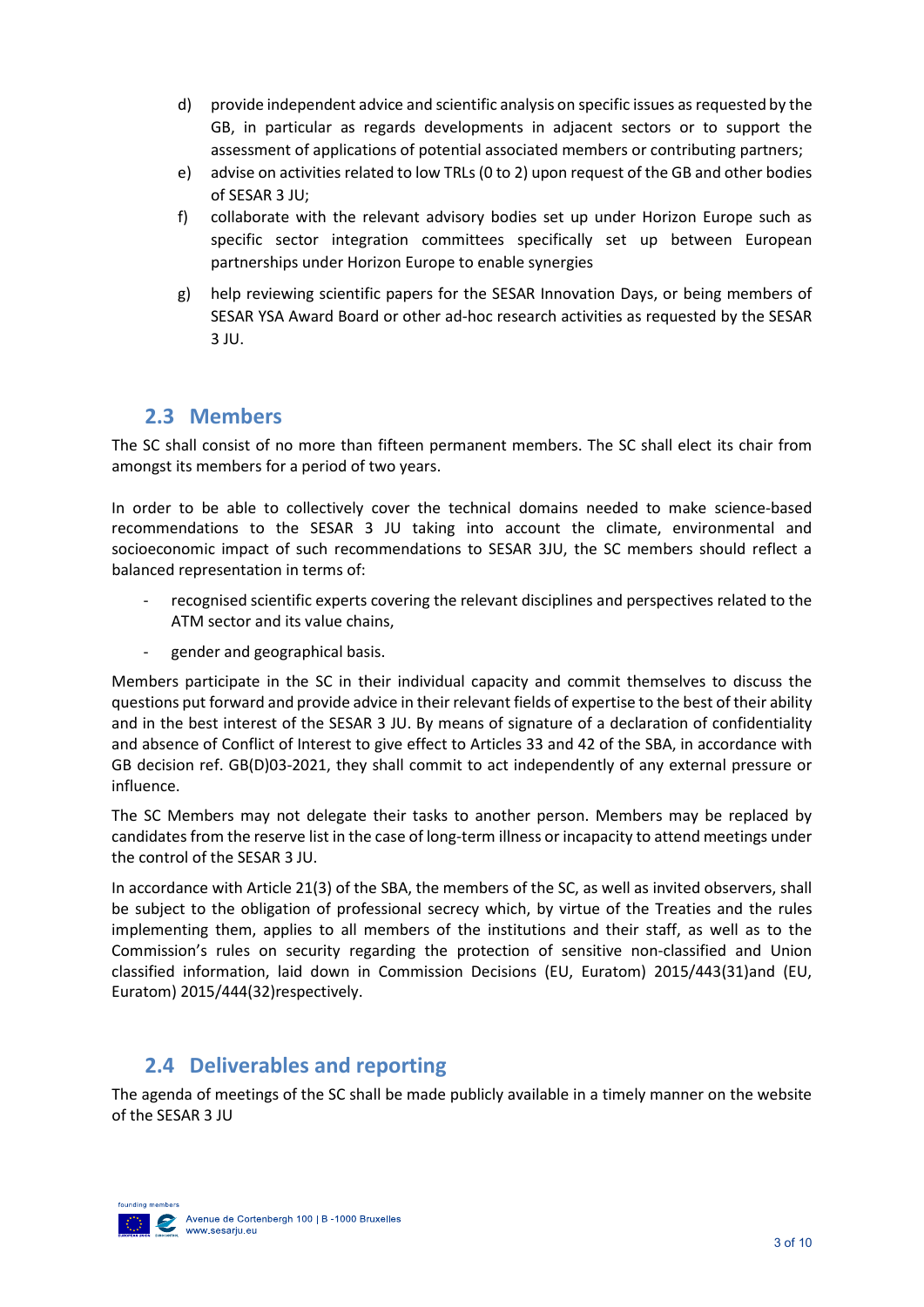d) provide independent advice and scientific analysis on specific issues as requested by the GB, in particular as regards developments in adjacent sectors or to support the assessment of applications of potential associated members or contributing partners;

e) advise on activities related to low TRLs (0 to 2) upon request of the GB and other bodies of SESAR 3 JU;

f) collaborate with the relevant advisory bodies set up under Horizon Europe such as specific sector integration committees specifically set up between European partnerships under Horizon Europe to enable synergies

g) help reviewing scientific papers for the SESAR Innovation Days, or being members of SESAR YSA Award Board or other ad-hoc research activities as requested by the SESAR 3 JU.

## 2.3 Members

The SC shall consist of no more than fifteen permanent members. The SC shall elect its chair from amongst its members for a period of two years.

In order to be able to collectively cover the technical domains needed to make science-based recommendations to the SESAR 3 JU taking into account the climate, environmental and socioeconomic impact of such recommendations to SESAR 3JU, the SC members should reflect a balanced representation in terms of:

- recognised scientific experts covering the relevant disciplines and perspectives related to the ATM sector and its value chains,
- gender and geographical basis.

Members participate in the SC in their individual capacity and commit themselves to discuss the questions put forward and provide advice in their relevant fields of expertise to the best of their ability and in the best interest of the SESAR 3 JU. By means of signature of a declaration of confidentiality and absence of Conflict of Interest to give effect to Articles 33 and 42 of the SBA, in accordance with GB decision ref. GB(D)03-2021, they shall commit to act independently of any external pressure or influence.

The SC Members may not delegate their tasks to another person. Members may be replaced by candidates from the reserve list in the case of long-term illness or incapacity to attend meetings under the control of the SESAR 3 JU.

In accordance with Article 21(3) of the SBA, the members of the SC, as well as invited observers, shall be subject to the obligation of professional secrecy which, by virtue of the Treaties and the rules implementing them, applies to all members of the institutions and their staff, as well as to the Commission's rules on security regarding the protection of sensitive non-classified and Union classified information, laid down in Commission Decisions (EU, Euratom) 2015/443(31)and (EU, Euratom) 2015/444(32)respectively.

## 2.4 Deliverables and reporting

The agenda of meetings of the SC shall be made publicly available in a timely manner on the website of the SESAR 3 JU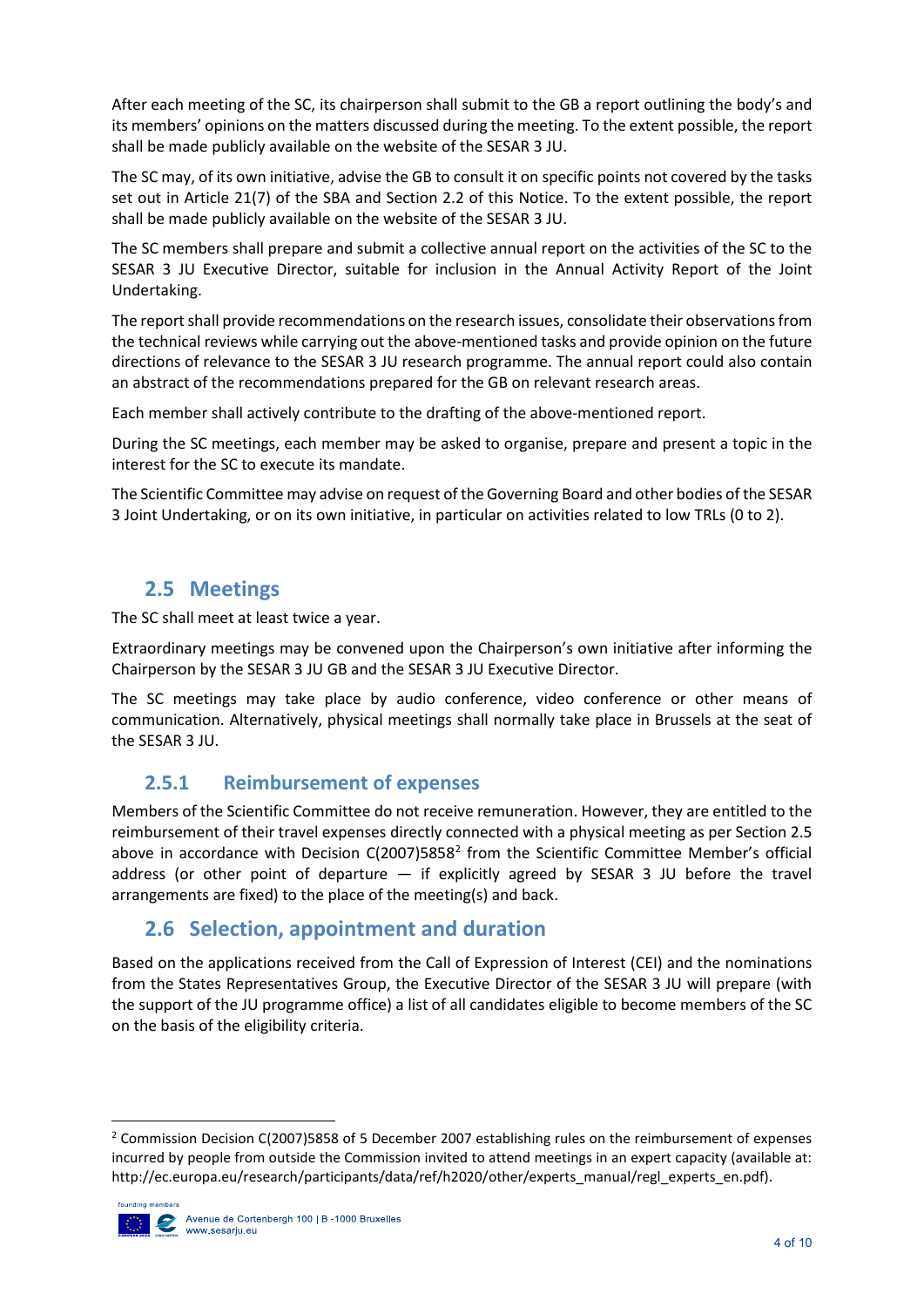After each meeting of the SC, its chairperson shall submit to the GB a report outlining the body's and its members' opinions on the matters discussed during the meeting. To the extent possible, the report shall be made publicly available on the website of the SESAR 3 JU.

The SC may, of its own initiative, advise the GB to consult it on specific points not covered by the tasks set out in Article 21(7) of the SBA and Section 2.2 of this Notice. To the extent possible, the report shall be made publicly available on the website of the SESAR 3 JU.

The SC members shall prepare and submit a collective annual report on the activities of the SC to the SESAR 3 JU Executive Director, suitable for inclusion in the Annual Activity Report of the Joint Undertaking.

The report shall provide recommendations on the research issues, consolidate their observations from the technical reviews while carrying out the above-mentioned tasks and provide opinion on the future directions of relevance to the SESAR 3 JU research programme. The annual report could also contain an abstract of the recommendations prepared for the GB on relevant research areas.

Each member shall actively contribute to the drafting of the above-mentioned report.

During the SC meetings, each member may be asked to organise, prepare and present a topic in the interest for the SC to execute its mandate.

The Scientific Committee may advise on request of the Governing Board and other bodies of the SESAR 3 Joint Undertaking, or on its own initiative, in particular on activities related to low TRLs (0 to 2).

## 2.5 Meetings

The SC shall meet at least twice a year.

Extraordinary meetings may be convened upon the Chairperson's own initiative after informing the Chairperson by the SESAR 3 JU GB and the SESAR 3 JU Executive Director.

The SC meetings may take place by audio conference, video conference or other means of communication. Alternatively, physical meetings shall normally take place in Brussels at the seat of the SESAR 3 JU.

### 2.5.1 Reimbursement of expenses

Members of the Scientific Committee do not receive remuneration. However, they are entitled to the reimbursement of their travel expenses directly connected with a physical meeting as per Section 2.5 above in accordance with Decision C(2007)5858[2] from the Scientific Committee Member's official address (or other point of departure — if explicitly agreed by SESAR 3 JU before the travel arrangements are fixed) to the place of the meeting(s) and back.

## 2.6 Selection, appointment and duration

Based on the applications received from the Call of Expression of Interest (CEI) and the nominations from the States Representatives Group, the Executive Director of the SESAR 3 JU will prepare (with the support of the JU programme office) a list of all candidates eligible to become members of the SC on the basis of the eligibility criteria.

---

[2] Commission Decision C(2007)5858 of 5 December 2007 establishing rules on the reimbursement of expenses incurred by people from outside the Commission invited to attend meetings in an expert capacity (available at: http://ec.europa.eu/research/participants/data/ref/h2020/other/experts_manual/regl_experts_en.pdf).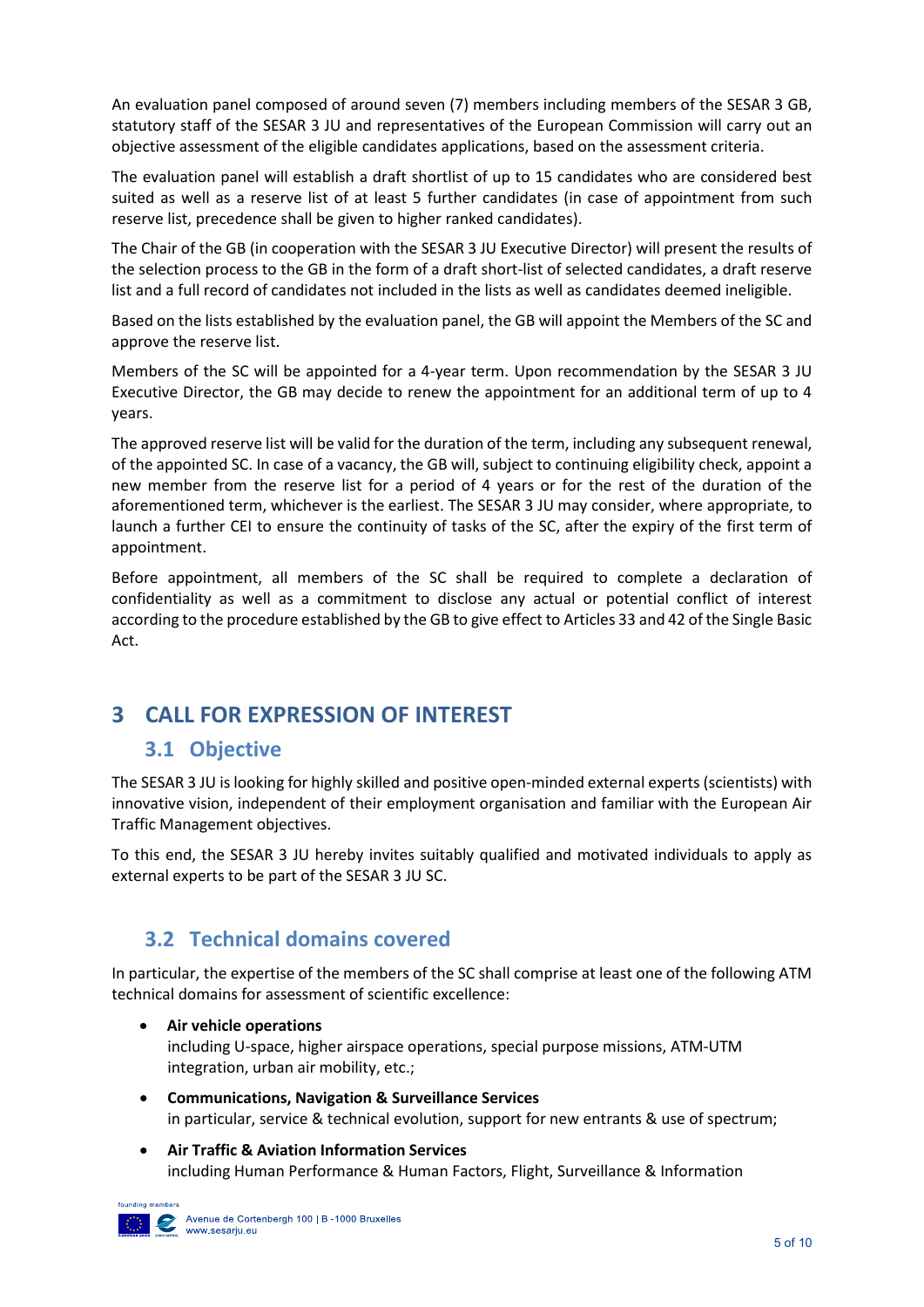An evaluation panel composed of around seven (7) members including members of the SESAR 3 GB, statutory staff of the SESAR 3 JU and representatives of the European Commission will carry out an objective assessment of the eligible candidates applications, based on the assessment criteria.

The evaluation panel will establish a draft shortlist of up to 15 candidates who are considered best suited as well as a reserve list of at least 5 further candidates (in case of appointment from such reserve list, precedence shall be given to higher ranked candidates).

The Chair of the GB (in cooperation with the SESAR 3 JU Executive Director) will present the results of the selection process to the GB in the form of a draft short-list of selected candidates, a draft reserve list and a full record of candidates not included in the lists as well as candidates deemed ineligible.

Based on the lists established by the evaluation panel, the GB will appoint the Members of the SC and approve the reserve list.

Members of the SC will be appointed for a 4-year term. Upon recommendation by the SESAR 3 JU Executive Director, the GB may decide to renew the appointment for an additional term of up to 4 years.

The approved reserve list will be valid for the duration of the term, including any subsequent renewal, of the appointed SC. In case of a vacancy, the GB will, subject to continuing eligibility check, appoint a new member from the reserve list for a period of 4 years or for the rest of the duration of the aforementioned term, whichever is the earliest. The SESAR 3 JU may consider, where appropriate, to launch a further CEI to ensure the continuity of tasks of the SC, after the expiry of the first term of appointment.

Before appointment, all members of the SC shall be required to complete a declaration of confidentiality as well as a commitment to disclose any actual or potential conflict of interest according to the procedure established by the GB to give effect to Articles 33 and 42 of the Single Basic Act.

# 3 CALL FOR EXPRESSION OF INTEREST

## 3.1 Objective

The SESAR 3 JU is looking for highly skilled and positive open-minded external experts (scientists) with innovative vision, independent of their employment organisation and familiar with the European Air Traffic Management objectives.

To this end, the SESAR 3 JU hereby invites suitably qualified and motivated individuals to apply as external experts to be part of the SESAR 3 JU SC.

## 3.2 Technical domains covered

In particular, the expertise of the members of the SC shall comprise at least one of the following ATM technical domains for assessment of scientific excellence:

- **Air vehicle operations**
  including U-space, higher airspace operations, special purpose missions, ATM-UTM integration, urban air mobility, etc.;
- **Communications, Navigation & Surveillance Services**
  in particular, service & technical evolution, support for new entrants & use of spectrum;
- **Air Traffic & Aviation Information Services**
  including Human Performance & Human Factors, Flight, Surveillance & Information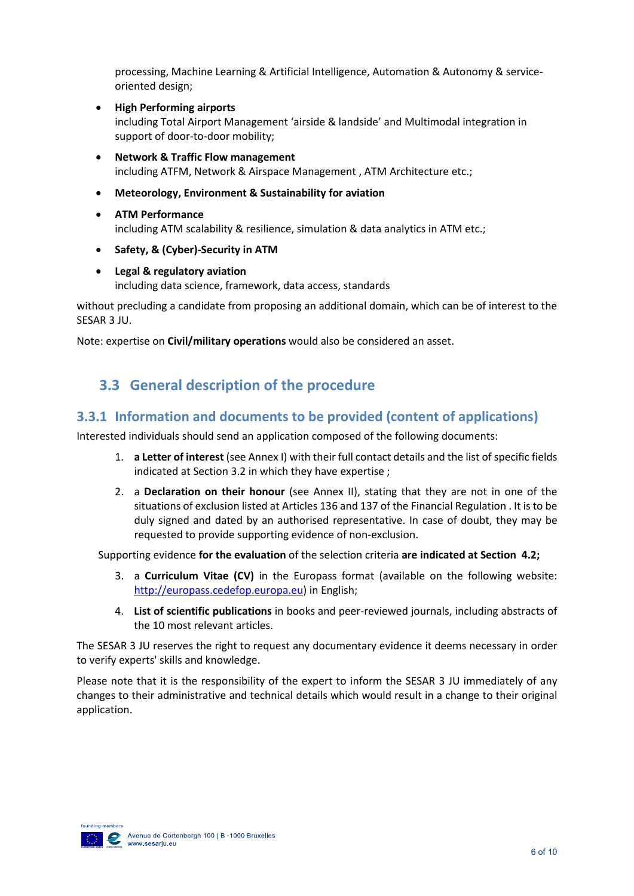processing, Machine Learning & Artificial Intelligence, Automation & Autonomy & service-oriented design;

- **High Performing airports**
  including Total Airport Management 'airside & landside' and Multimodal integration in support of door-to-door mobility;
- **Network & Traffic Flow management**
  including ATFM, Network & Airspace Management , ATM Architecture etc.;
- **Meteorology, Environment & Sustainability for aviation**
- **ATM Performance**
  including ATM scalability & resilience, simulation & data analytics in ATM etc.;
- **Safety, & (Cyber)-Security in ATM**
- **Legal & regulatory aviation**
  including data science, framework, data access, standards

without precluding a candidate from proposing an additional domain, which can be of interest to the SESAR 3 JU.

Note: expertise on **Civil/military operations** would also be considered an asset.

## 3.3 General description of the procedure

### 3.3.1 Information and documents to be provided (content of applications)

Interested individuals should send an application composed of the following documents:

1. **a Letter of interest** (see Annex I) with their full contact details and the list of specific fields indicated at Section 3.2 in which they have expertise ;
2. a **Declaration on their honour** (see Annex II), stating that they are not in one of the situations of exclusion listed at Articles 136 and 137 of the Financial Regulation . It is to be duly signed and dated by an authorised representative. In case of doubt, they may be requested to provide supporting evidence of non-exclusion.

Supporting evidence **for the evaluation** of the selection criteria **are indicated at Section 4.2;**

3. a **Curriculum Vitae (CV)** in the Europass format (available on the following website: http://europass.cedefop.europa.eu) in English;
4. **List of scientific publications** in books and peer-reviewed journals, including abstracts of the 10 most relevant articles.

The SESAR 3 JU reserves the right to request any documentary evidence it deems necessary in order to verify experts' skills and knowledge.

Please note that it is the responsibility of the expert to inform the SESAR 3 JU immediately of any changes to their administrative and technical details which would result in a change to their original application.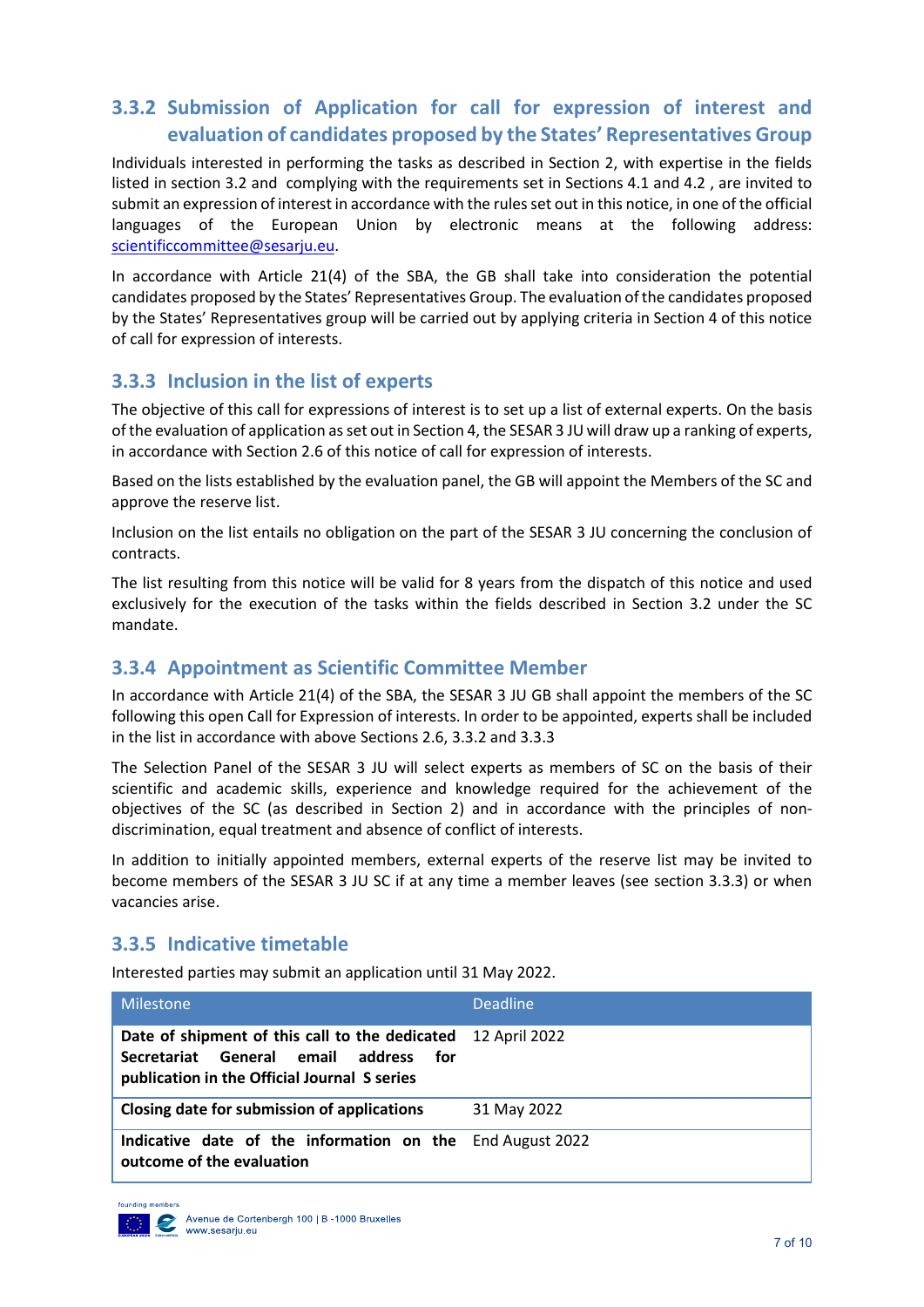### 3.3.2 Submission of Application for call for expression of interest and evaluation of candidates proposed by the States' Representatives Group

Individuals interested in performing the tasks as described in Section 2, with expertise in the fields listed in section 3.2 and complying with the requirements set in Sections 4.1 and 4.2 , are invited to submit an expression of interest in accordance with the rules set out in this notice, in one of the official languages of the European Union by electronic means at the following address: scientificcommittee@sesarju.eu.

In accordance with Article 21(4) of the SBA, the GB shall take into consideration the potential candidates proposed by the States' Representatives Group. The evaluation of the candidates proposed by the States' Representatives group will be carried out by applying criteria in Section 4 of this notice of call for expression of interests.

### 3.3.3 Inclusion in the list of experts

The objective of this call for expressions of interest is to set up a list of external experts. On the basis of the evaluation of application as set out in Section 4, the SESAR 3 JU will draw up a ranking of experts, in accordance with Section 2.6 of this notice of call for expression of interests.

Based on the lists established by the evaluation panel, the GB will appoint the Members of the SC and approve the reserve list.

Inclusion on the list entails no obligation on the part of the SESAR 3 JU concerning the conclusion of contracts.

The list resulting from this notice will be valid for 8 years from the dispatch of this notice and used exclusively for the execution of the tasks within the fields described in Section 3.2 under the SC mandate.

### 3.3.4 Appointment as Scientific Committee Member

In accordance with Article 21(4) of the SBA, the SESAR 3 JU GB shall appoint the members of the SC following this open Call for Expression of interests. In order to be appointed, experts shall be included in the list in accordance with above Sections 2.6, 3.3.2 and 3.3.3

The Selection Panel of the SESAR 3 JU will select experts as members of SC on the basis of their scientific and academic skills, experience and knowledge required for the achievement of the objectives of the SC (as described in Section 2) and in accordance with the principles of non-discrimination, equal treatment and absence of conflict of interests.

In addition to initially appointed members, external experts of the reserve list may be invited to become members of the SESAR 3 JU SC if at any time a member leaves (see section 3.3.3) or when vacancies arise.

### 3.3.5 Indicative timetable

Interested parties may submit an application until 31 May 2022.

| Milestone | Deadline |
|---|---|
| **Date of shipment of this call to the dedicated Secretariat General email address for publication in the Official Journal S series** | 12 April 2022 |
| **Closing date for submission of applications** | 31 May 2022 |
| **Indicative date of the information on the outcome of the evaluation** | End August 2022 |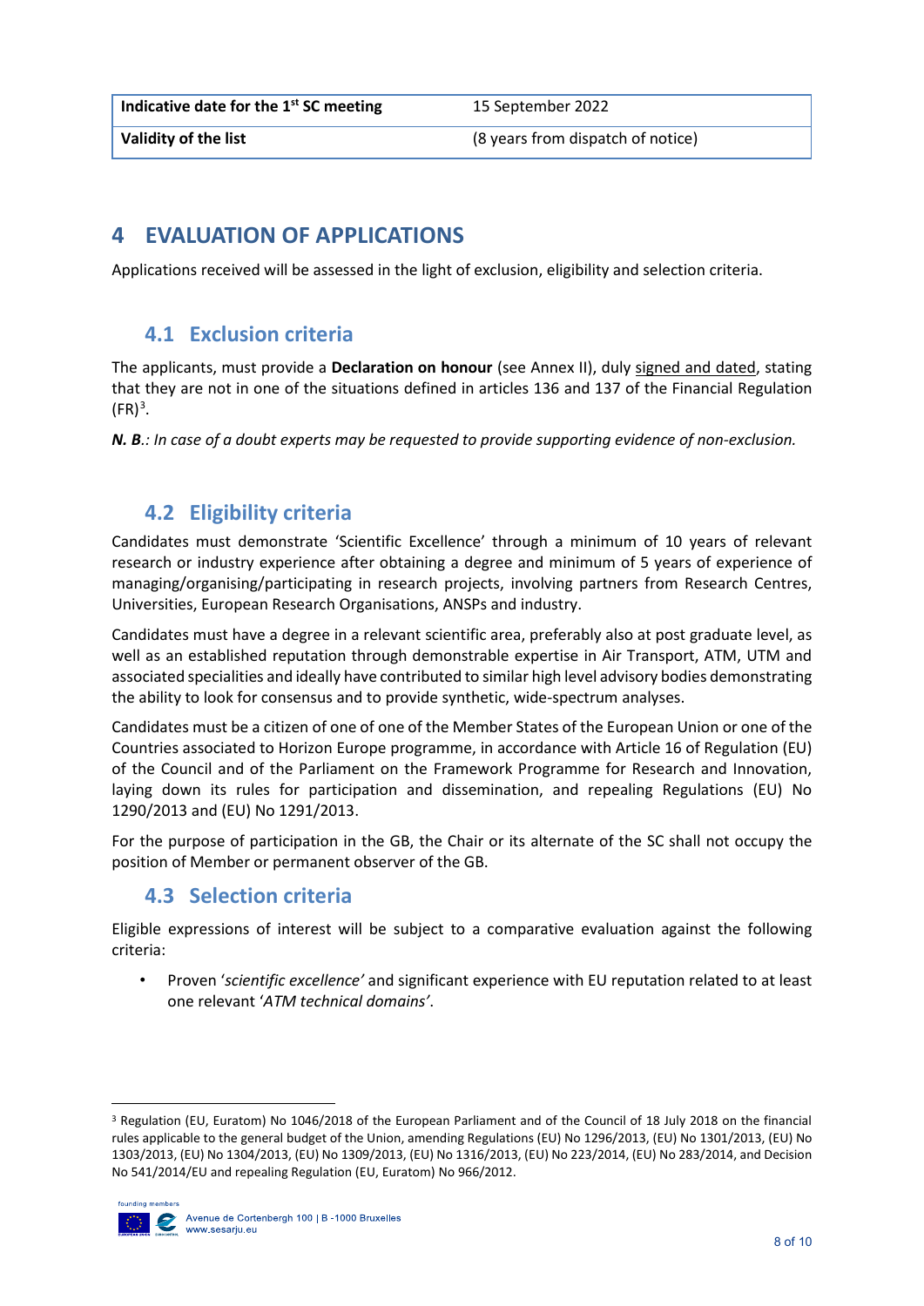| Indicative date for the 1st SC meeting | 15 September 2022 |
| --- | --- |
| Validity of the list | (8 years from dispatch of notice) |

# 4 EVALUATION OF APPLICATIONS

Applications received will be assessed in the light of exclusion, eligibility and selection criteria.

## 4.1 Exclusion criteria

The applicants, must provide a **Declaration on honour** (see Annex II), duly signed and dated, stating that they are not in one of the situations defined in articles 136 and 137 of the Financial Regulation (FR)[3].

***N. B.**: In case of a doubt experts may be requested to provide supporting evidence of non-exclusion.*

## 4.2 Eligibility criteria

Candidates must demonstrate 'Scientific Excellence' through a minimum of 10 years of relevant research or industry experience after obtaining a degree and minimum of 5 years of experience of managing/organising/participating in research projects, involving partners from Research Centres, Universities, European Research Organisations, ANSPs and industry.

Candidates must have a degree in a relevant scientific area, preferably also at post graduate level, as well as an established reputation through demonstrable expertise in Air Transport, ATM, UTM and associated specialities and ideally have contributed to similar high level advisory bodies demonstrating the ability to look for consensus and to provide synthetic, wide-spectrum analyses.

Candidates must be a citizen of one of one of the Member States of the European Union or one of the Countries associated to Horizon Europe programme, in accordance with Article 16 of Regulation (EU) of the Council and of the Parliament on the Framework Programme for Research and Innovation, laying down its rules for participation and dissemination, and repealing Regulations (EU) No 1290/2013 and (EU) No 1291/2013.

For the purpose of participation in the GB, the Chair or its alternate of the SC shall not occupy the position of Member or permanent observer of the GB.

## 4.3 Selection criteria

Eligible expressions of interest will be subject to a comparative evaluation against the following criteria:

- Proven '*scientific excellence'* and significant experience with EU reputation related to at least one relevant '*ATM technical domains'*.

[3] Regulation (EU, Euratom) No 1046/2018 of the European Parliament and of the Council of 18 July 2018 on the financial rules applicable to the general budget of the Union, amending Regulations (EU) No 1296/2013, (EU) No 1301/2013, (EU) No 1303/2013, (EU) No 1304/2013, (EU) No 1309/2013, (EU) No 1316/2013, (EU) No 223/2014, (EU) No 283/2014, and Decision No 541/2014/EU and repealing Regulation (EU, Euratom) No 966/2012.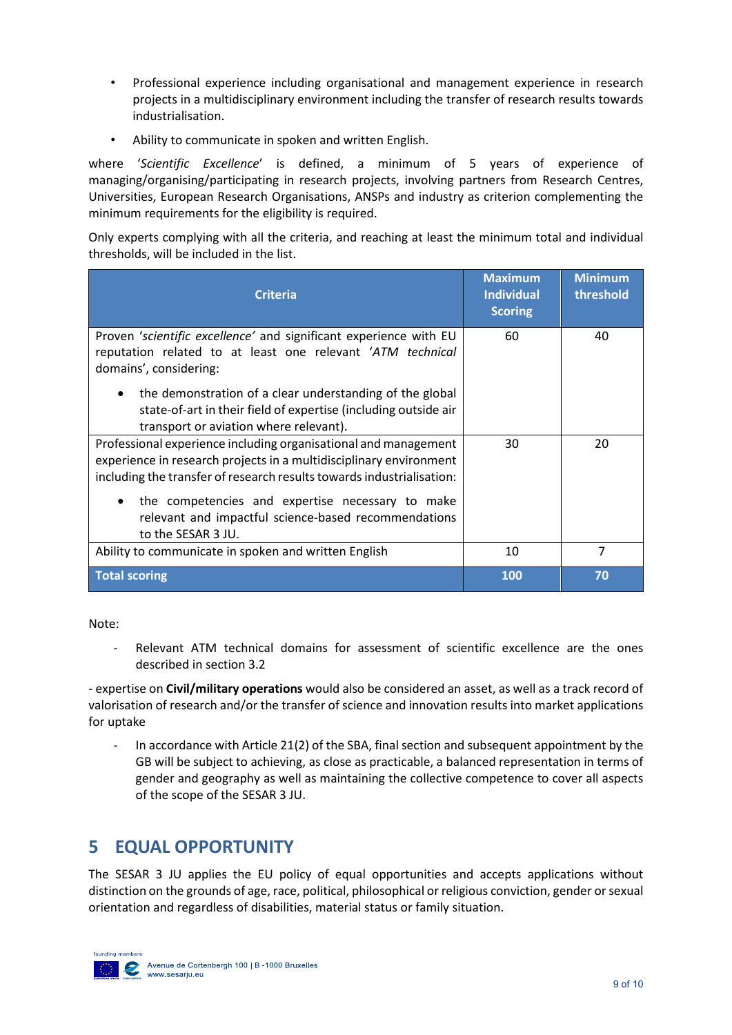- Professional experience including organisational and management experience in research projects in a multidisciplinary environment including the transfer of research results towards industrialisation.
- Ability to communicate in spoken and written English.

where '*Scientific Excellence*' is defined, a minimum of 5 years of experience of managing/organising/participating in research projects, involving partners from Research Centres, Universities, European Research Organisations, ANSPs and industry as criterion complementing the minimum requirements for the eligibility is required.

Only experts complying with all the criteria, and reaching at least the minimum total and individual thresholds, will be included in the list.

| Criteria | Maximum Individual Scoring | Minimum threshold |
|---|---|---|
| Proven '*scientific excellence'* and significant experience with EU reputation related to at least one relevant '*ATM technical* domains', considering:<br>• the demonstration of a clear understanding of the global state-of-art in their field of expertise (including outside air transport or aviation where relevant). | 60 | 40 |
| Professional experience including organisational and management experience in research projects in a multidisciplinary environment including the transfer of research results towards industrialisation:<br>• the competencies and expertise necessary to make relevant and impactful science-based recommendations to the SESAR 3 JU. | 30 | 20 |
| Ability to communicate in spoken and written English | 10 | 7 |
| **Total scoring** | **100** | **70** |

Note:

- Relevant ATM technical domains for assessment of scientific excellence are the ones described in section 3.2

- expertise on **Civil/military operations** would also be considered an asset, as well as a track record of valorisation of research and/or the transfer of science and innovation results into market applications for uptake

- In accordance with Article 21(2) of the SBA, final section and subsequent appointment by the GB will be subject to achieving, as close as practicable, a balanced representation in terms of gender and geography as well as maintaining the collective competence to cover all aspects of the scope of the SESAR 3 JU.

# 5 EQUAL OPPORTUNITY

The SESAR 3 JU applies the EU policy of equal opportunities and accepts applications without distinction on the grounds of age, race, political, philosophical or religious conviction, gender or sexual orientation and regardless of disabilities, material status or family situation.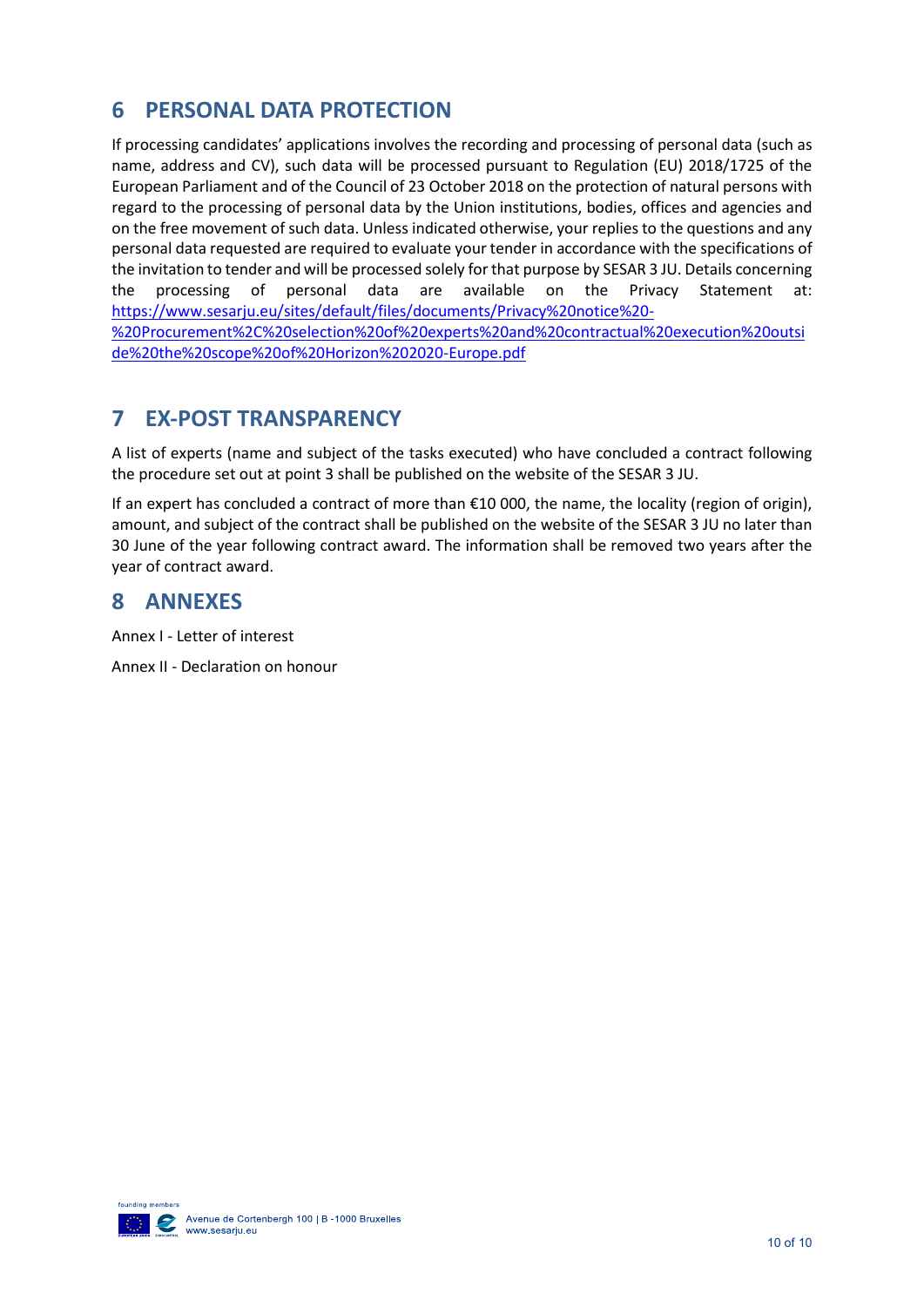# 6 PERSONAL DATA PROTECTION

If processing candidates' applications involves the recording and processing of personal data (such as name, address and CV), such data will be processed pursuant to Regulation (EU) 2018/1725 of the European Parliament and of the Council of 23 October 2018 on the protection of natural persons with regard to the processing of personal data by the Union institutions, bodies, offices and agencies and on the free movement of such data. Unless indicated otherwise, your replies to the questions and any personal data requested are required to evaluate your tender in accordance with the specifications of the invitation to tender and will be processed solely for that purpose by SESAR 3 JU. Details concerning the processing of personal data are available on the Privacy Statement at: [https://www.sesarju.eu/sites/default/files/documents/Privacy%20notice%20-%20Procurement%2C%20selection%20of%20experts%20and%20contractual%20execution%20outside%20the%20scope%20of%20Horizon%202020-Europe.pdf](https://www.sesarju.eu/sites/default/files/documents/Privacy%20notice%20-%20Procurement%2C%20selection%20of%20experts%20and%20contractual%20execution%20outside%20the%20scope%20of%20Horizon%202020-Europe.pdf)

# 7 EX-POST TRANSPARENCY

A list of experts (name and subject of the tasks executed) who have concluded a contract following the procedure set out at point 3 shall be published on the website of the SESAR 3 JU.

If an expert has concluded a contract of more than €10 000, the name, the locality (region of origin), amount, and subject of the contract shall be published on the website of the SESAR 3 JU no later than 30 June of the year following contract award. The information shall be removed two years after the year of contract award.

# 8 ANNEXES

Annex I - Letter of interest

Annex II - Declaration on honour